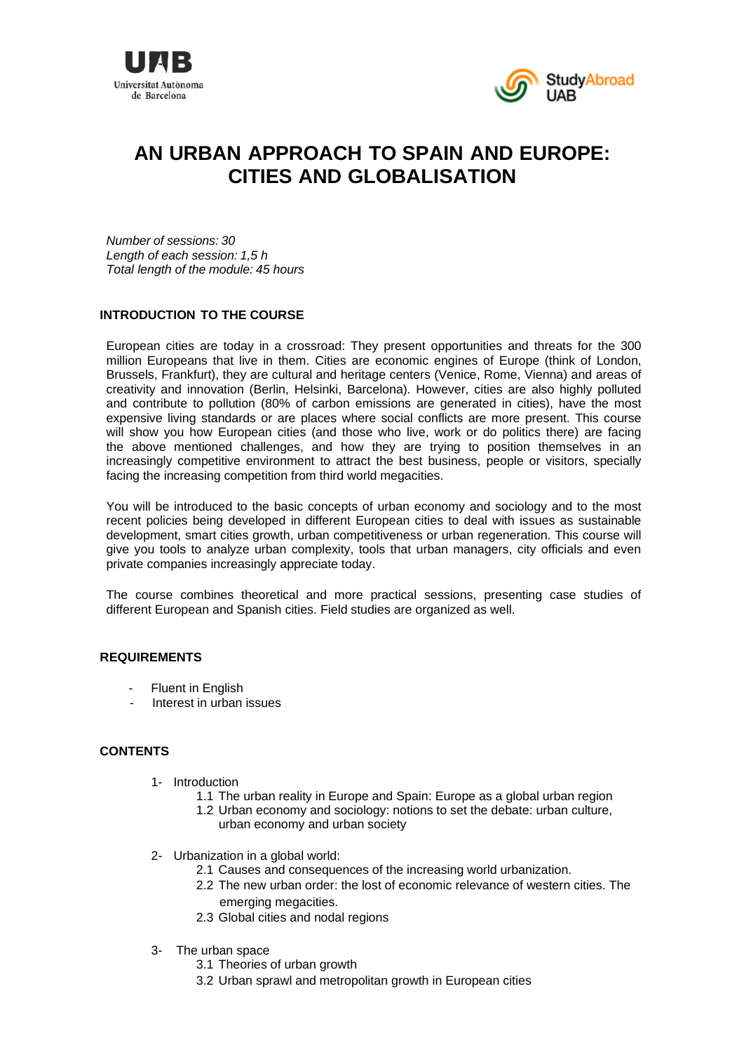# AN URBAN APPROACH TO SPAIN AND EUROPE: CITIES AND GLOBALISATION

*Number of sessions: 30*
*Length of each session: 1,5 h*
*Total length of the module: 45 hours*

## INTRODUCTION TO THE COURSE

European cities are today in a crossroad: They present opportunities and threats for the 300 million Europeans that live in them. Cities are economic engines of Europe (think of London, Brussels, Frankfurt), they are cultural and heritage centers (Venice, Rome, Vienna) and areas of creativity and innovation (Berlin, Helsinki, Barcelona). However, cities are also highly polluted and contribute to pollution (80% of carbon emissions are generated in cities), have the most expensive living standards or are places where social conflicts are more present. This course will show you how European cities (and those who live, work or do politics there) are facing the above mentioned challenges, and how they are trying to position themselves in an increasingly competitive environment to attract the best business, people or visitors, specially facing the increasing competition from third world megacities.

You will be introduced to the basic concepts of urban economy and sociology and to the most recent policies being developed in different European cities to deal with issues as sustainable development, smart cities growth, urban competitiveness or urban regeneration. This course will give you tools to analyze urban complexity, tools that urban managers, city officials and even private companies increasingly appreciate today.

The course combines theoretical and more practical sessions, presenting case studies of different European and Spanish cities. Field studies are organized as well.

## REQUIREMENTS

- Fluent in English
- Interest in urban issues

## CONTENTS

1- Introduction
   - 1.1 The urban reality in Europe and Spain: Europe as a global urban region
   - 1.2 Urban economy and sociology: notions to set the debate: urban culture, urban economy and urban society

2- Urbanization in a global world:
   - 2.1 Causes and consequences of the increasing world urbanization.
   - 2.2 The new urban order: the lost of economic relevance of western cities. The emerging megacities.
   - 2.3 Global cities and nodal regions

3- The urban space
   - 3.1 Theories of urban growth
   - 3.2 Urban sprawl and metropolitan growth in European cities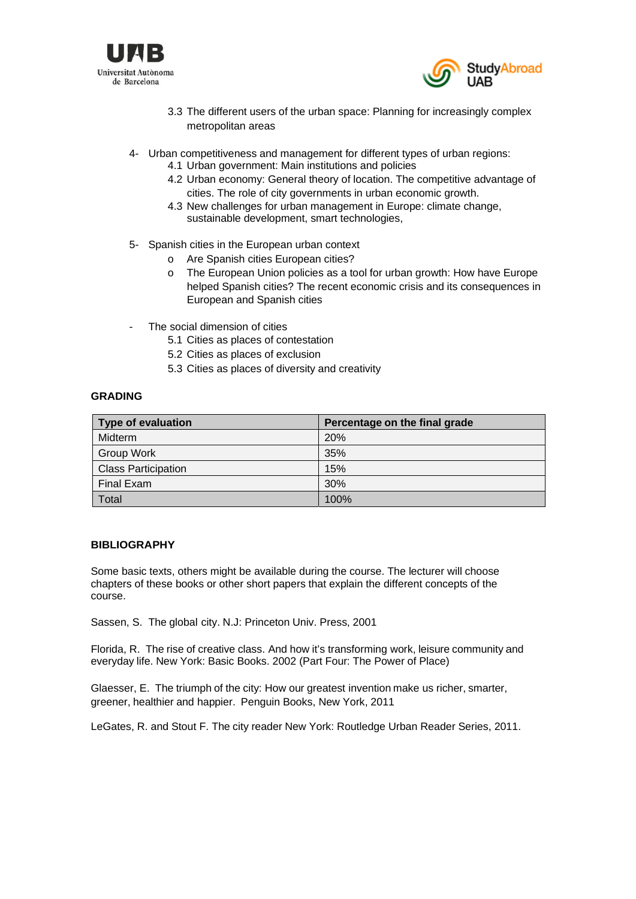3.3 The different users of the urban space: Planning for increasingly complex metropolitan areas

4- Urban competitiveness and management for different types of urban regions:
   4.1 Urban government: Main institutions and policies
   4.2 Urban economy: General theory of location. The competitive advantage of cities. The role of city governments in urban economic growth.
   4.3 New challenges for urban management in Europe: climate change, sustainable development, smart technologies,

5- Spanish cities in the European urban context
   - Are Spanish cities European cities?
   - The European Union policies as a tool for urban growth: How have Europe helped Spanish cities? The recent economic crisis and its consequences in European and Spanish cities

- The social dimension of cities
   5.1 Cities as places of contestation
   5.2 Cities as places of exclusion
   5.3 Cities as places of diversity and creativity

**GRADING**

| Type of evaluation | Percentage on the final grade |
|---|---|
| Midterm | 20% |
| Group Work | 35% |
| Class Participation | 15% |
| Final Exam | 30% |
| Total | 100% |

**BIBLIOGRAPHY**

Some basic texts, others might be available during the course. The lecturer will choose chapters of these books or other short papers that explain the different concepts of the course.

Sassen, S. The global city. N.J: Princeton Univ. Press, 2001

Florida, R. The rise of creative class. And how it's transforming work, leisure community and everyday life. New York: Basic Books. 2002 (Part Four: The Power of Place)

Glaesser, E. The triumph of the city: How our greatest invention make us richer, smarter, greener, healthier and happier. Penguin Books, New York, 2011

LeGates, R. and Stout F. The city reader New York: Routledge Urban Reader Series, 2011.